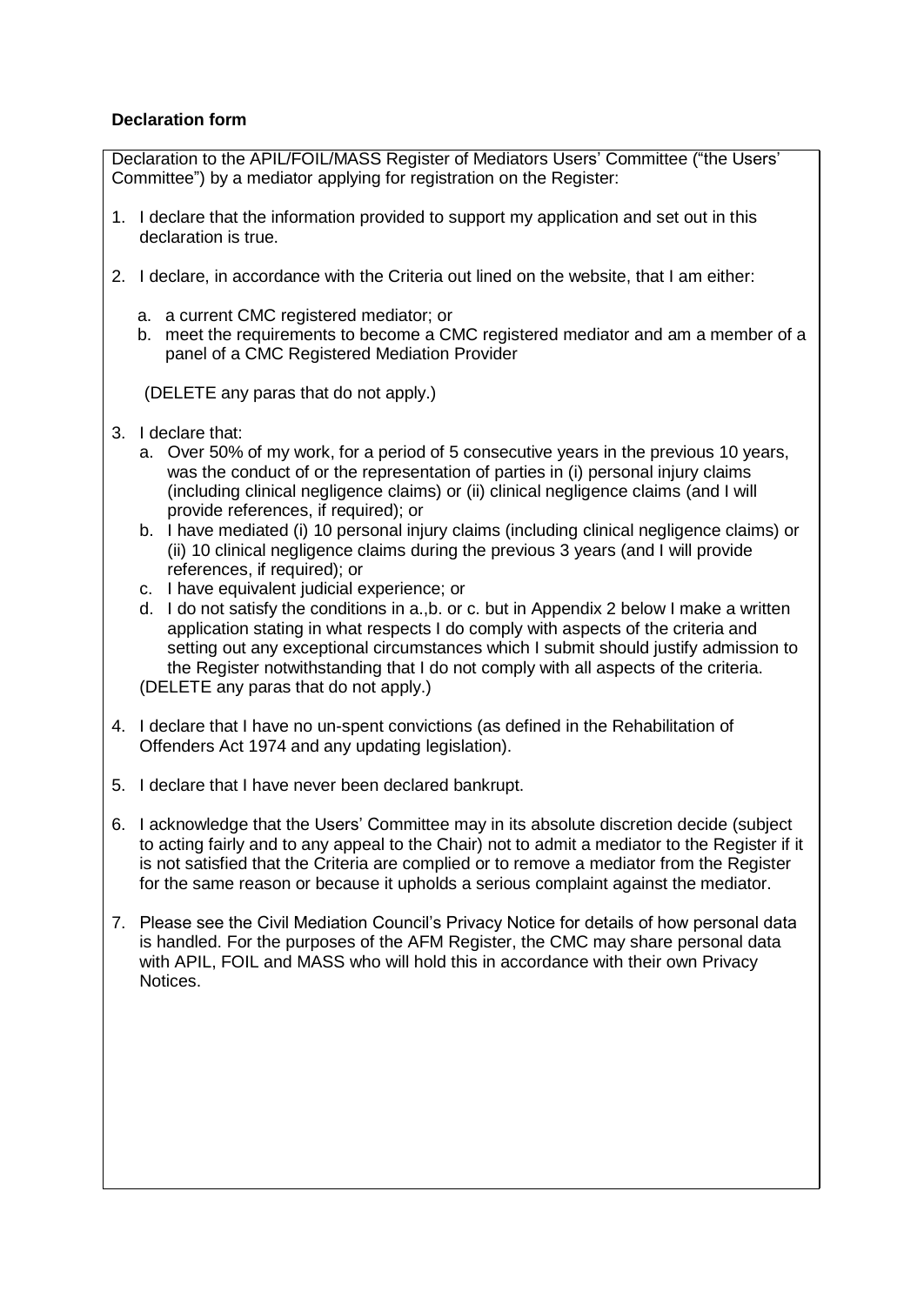**Declaration form**

Declaration to the APIL/FOIL/MASS Register of Mediators Users' Committee ("the Users' Committee") by a mediator applying for registration on the Register:

1. I declare that the information provided to support my application and set out in this declaration is true.

2. I declare, in accordance with the Criteria out lined on the website, that I am either:

   a. a current CMC registered mediator; or
   b. meet the requirements to become a CMC registered mediator and am a member of a panel of a CMC Registered Mediation Provider

   (DELETE any paras that do not apply.)

3. I declare that:
   a. Over 50% of my work, for a period of 5 consecutive years in the previous 10 years, was the conduct of or the representation of parties in (i) personal injury claims (including clinical negligence claims) or (ii) clinical negligence claims (and I will provide references, if required); or
   b. I have mediated (i) 10 personal injury claims (including clinical negligence claims) or (ii) 10 clinical negligence claims during the previous 3 years (and I will provide references, if required); or
   c. I have equivalent judicial experience; or
   d. I do not satisfy the conditions in a.,b. or c. but in Appendix 2 below I make a written application stating in what respects I do comply with aspects of the criteria and setting out any exceptional circumstances which I submit should justify admission to the Register notwithstanding that I do not comply with all aspects of the criteria.

   (DELETE any paras that do not apply.)

4. I declare that I have no un-spent convictions (as defined in the Rehabilitation of Offenders Act 1974 and any updating legislation).

5. I declare that I have never been declared bankrupt.

6. I acknowledge that the Users' Committee may in its absolute discretion decide (subject to acting fairly and to any appeal to the Chair) not to admit a mediator to the Register if it is not satisfied that the Criteria are complied or to remove a mediator from the Register for the same reason or because it upholds a serious complaint against the mediator.

7. Please see the Civil Mediation Council's Privacy Notice for details of how personal data is handled. For the purposes of the AFM Register, the CMC may share personal data with APIL, FOIL and MASS who will hold this in accordance with their own Privacy Notices.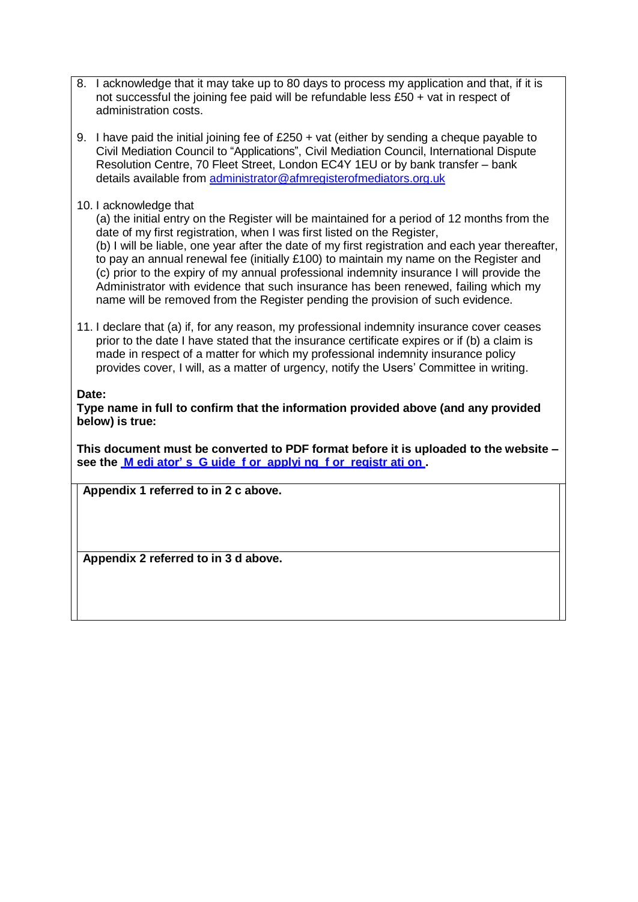8. I acknowledge that it may take up to 80 days to process my application and that, if it is not successful the joining fee paid will be refundable less £50 + vat in respect of administration costs.

9. I have paid the initial joining fee of £250 + vat (either by sending a cheque payable to Civil Mediation Council to "Applications", Civil Mediation Council, International Dispute Resolution Centre, 70 Fleet Street, London EC4Y 1EU or by bank transfer – bank details available from administrator@afmregisterofmediators.org.uk

10. I acknowledge that
    (a) the initial entry on the Register will be maintained for a period of 12 months from the date of my first registration, when I was first listed on the Register,
    (b) I will be liable, one year after the date of my first registration and each year thereafter, to pay an annual renewal fee (initially £100) to maintain my name on the Register and
    (c) prior to the expiry of my annual professional indemnity insurance I will provide the Administrator with evidence that such insurance has been renewed, failing which my name will be removed from the Register pending the provision of such evidence.

11. I declare that (a) if, for any reason, my professional indemnity insurance cover ceases prior to the date I have stated that the insurance certificate expires or if (b) a claim is made in respect of a matter for which my professional indemnity insurance policy provides cover, I will, as a matter of urgency, notify the Users' Committee in writing.

**Date:**

**Type name in full to confirm that the information provided above (and any provided below) is true:**

**This document must be converted to PDF format before it is uploaded to the website – see the Mediator's Guide for applying for registration.**

**Appendix 1 referred to in 2 c above.**

**Appendix 2 referred to in 3 d above.**